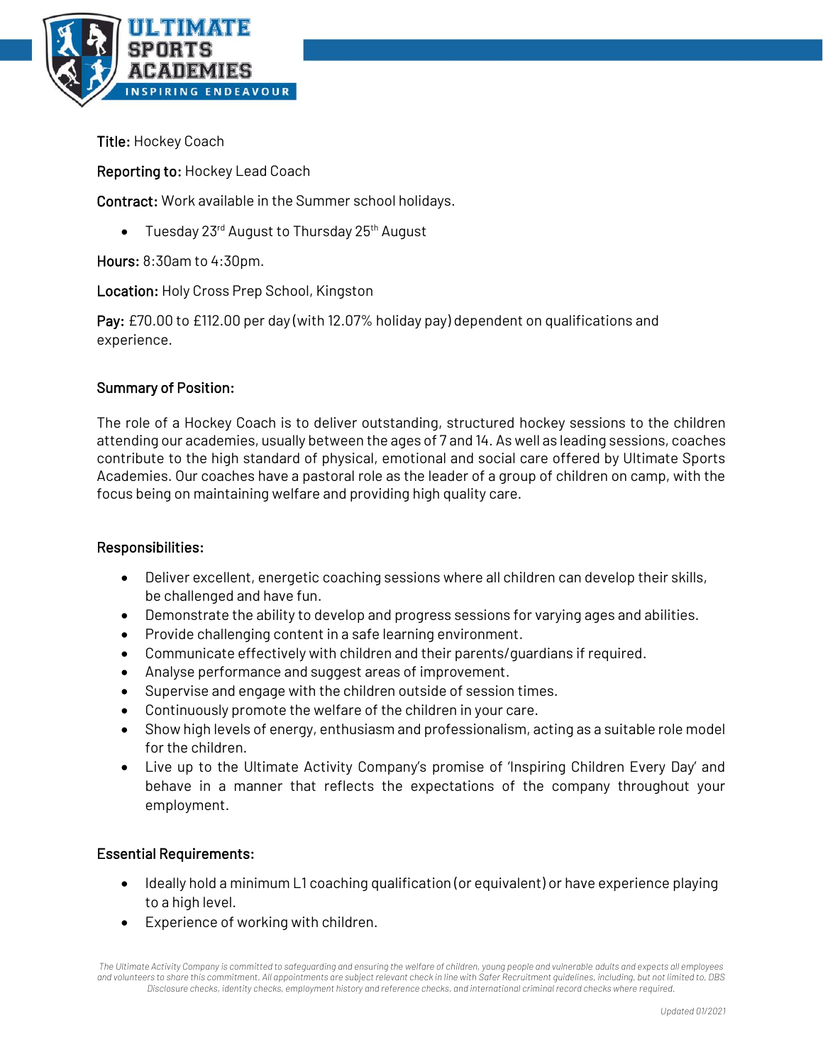**ULTIMATE SPORTS ACADEMIES**
INSPIRING ENDEAVOUR

**Title:** Hockey Coach

**Reporting to:** Hockey Lead Coach

**Contract:** Work available in the Summer school holidays.

- Tuesday 23rd August to Thursday 25th August

**Hours:** 8:30am to 4:30pm.

**Location:** Holy Cross Prep School, Kingston

**Pay:** £70.00 to £112.00 per day (with 12.07% holiday pay) dependent on qualifications and experience.

## Summary of Position:

The role of a Hockey Coach is to deliver outstanding, structured hockey sessions to the children attending our academies, usually between the ages of 7 and 14. As well as leading sessions, coaches contribute to the high standard of physical, emotional and social care offered by Ultimate Sports Academies. Our coaches have a pastoral role as the leader of a group of children on camp, with the focus being on maintaining welfare and providing high quality care.

## Responsibilities:

- Deliver excellent, energetic coaching sessions where all children can develop their skills, be challenged and have fun.
- Demonstrate the ability to develop and progress sessions for varying ages and abilities.
- Provide challenging content in a safe learning environment.
- Communicate effectively with children and their parents/guardians if required.
- Analyse performance and suggest areas of improvement.
- Supervise and engage with the children outside of session times.
- Continuously promote the welfare of the children in your care.
- Show high levels of energy, enthusiasm and professionalism, acting as a suitable role model for the children.
- Live up to the Ultimate Activity Company's promise of 'Inspiring Children Every Day' and behave in a manner that reflects the expectations of the company throughout your employment.

## Essential Requirements:

- Ideally hold a minimum L1 coaching qualification (or equivalent) or have experience playing to a high level.
- Experience of working with children.

*The Ultimate Activity Company is committed to safeguarding and ensuring the welfare of children, young people and vulnerable adults and expects all employees and volunteers to share this commitment. All appointments are subject relevant check in line with Safer Recruitment guidelines, including, but not limited to, DBS Disclosure checks, identity checks, employment history and reference checks, and international criminal record checks where required.*

*Updated 01/2021*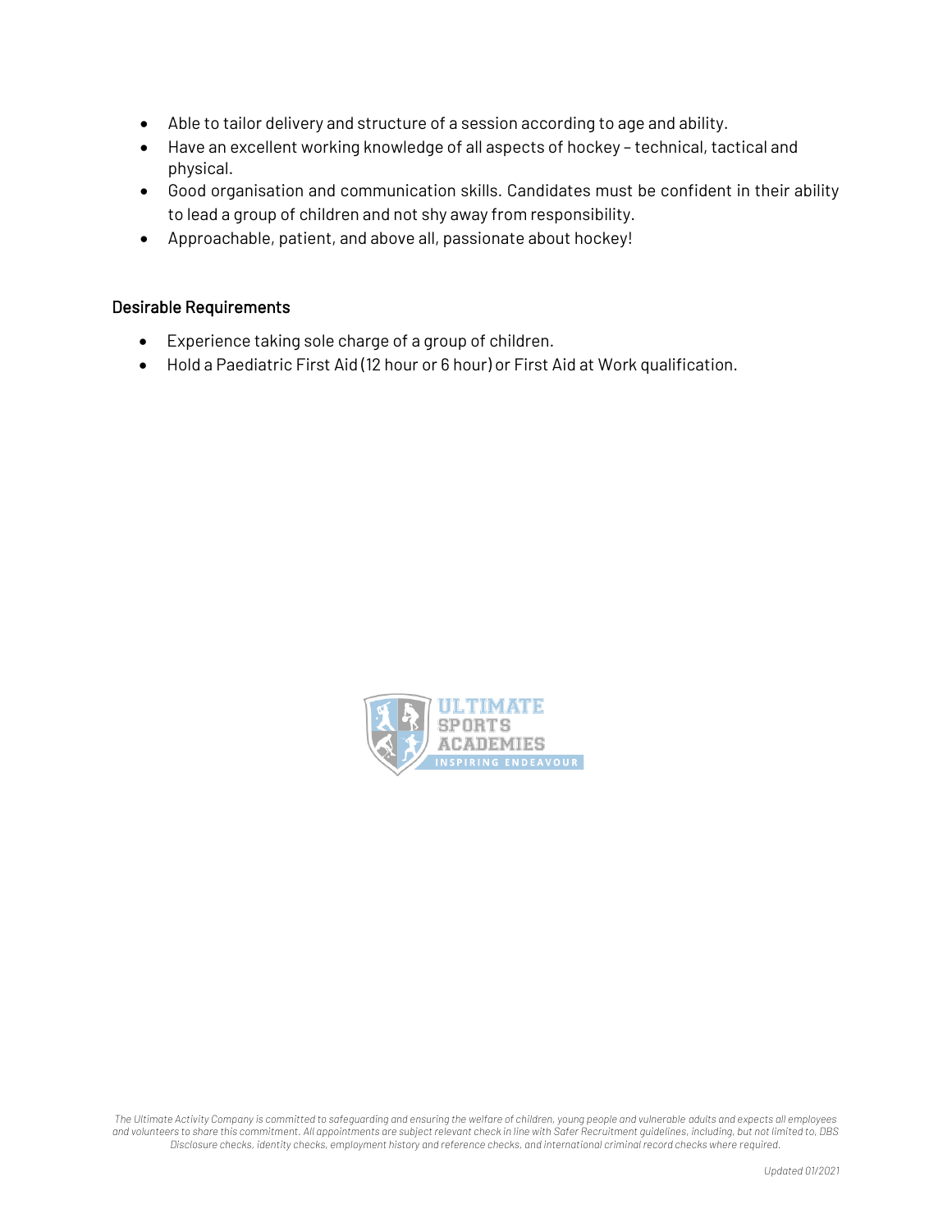- Able to tailor delivery and structure of a session according to age and ability.
- Have an excellent working knowledge of all aspects of hockey – technical, tactical and physical.
- Good organisation and communication skills. Candidates must be confident in their ability to lead a group of children and not shy away from responsibility.
- Approachable, patient, and above all, passionate about hockey!

## Desirable Requirements

- Experience taking sole charge of a group of children.
- Hold a Paediatric First Aid (12 hour or 6 hour) or First Aid at Work qualification.

*The Ultimate Activity Company is committed to safeguarding and ensuring the welfare of children, young people and vulnerable adults and expects all employees and volunteers to share this commitment. All appointments are subject relevant check in line with Safer Recruitment guidelines, including, but not limited to, DBS Disclosure checks, identity checks, employment history and reference checks, and international criminal record checks where required.*

*Updated 01/2021*